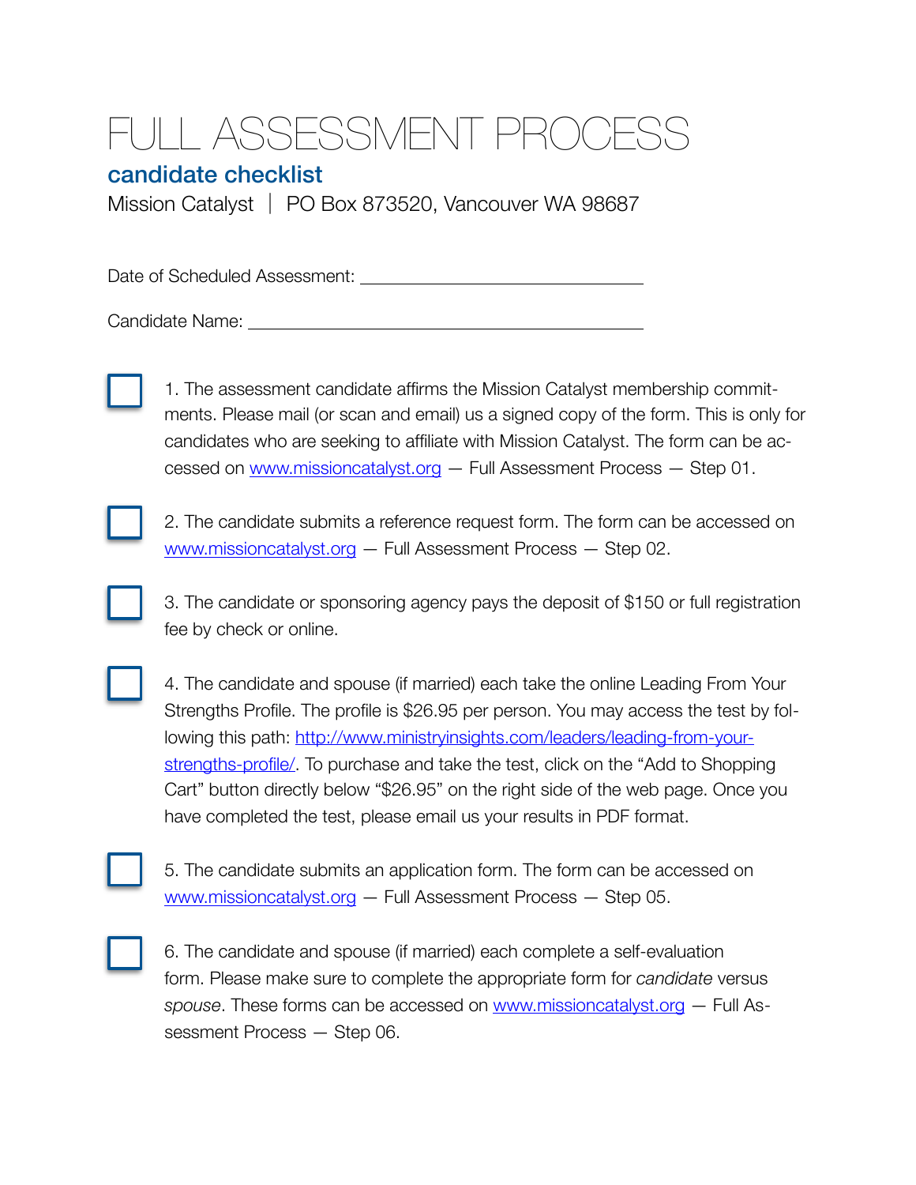# FULL ASSESSMENT PROCESS

## candidate checklist

Mission Catalyst | PO Box 873520, Vancouver WA 98687

Date of Scheduled Assessment: ______________________________

Candidate Name: ________________________________________

- [ ] 1. The assessment candidate affirms the Mission Catalyst membership commitments. Please mail (or scan and email) us a signed copy of the form. This is only for candidates who are seeking to affiliate with Mission Catalyst. The form can be accessed on www.missioncatalyst.org — Full Assessment Process — Step 01.

- [ ] 2. The candidate submits a reference request form. The form can be accessed on www.missioncatalyst.org — Full Assessment Process — Step 02.

- [ ] 3. The candidate or sponsoring agency pays the deposit of $150 or full registration fee by check or online.

- [ ] 4. The candidate and spouse (if married) each take the online Leading From Your Strengths Profile. The profile is $26.95 per person. You may access the test by following this path: http://www.ministryinsights.com/leaders/leading-from-your-strengths-profile/. To purchase and take the test, click on the "Add to Shopping Cart" button directly below "$26.95" on the right side of the web page. Once you have completed the test, please email us your results in PDF format.

- [ ] 5. The candidate submits an application form. The form can be accessed on www.missioncatalyst.org — Full Assessment Process — Step 05.

- [ ] 6. The candidate and spouse (if married) each complete a self-evaluation form. Please make sure to complete the appropriate form for *candidate* versus *spouse*. These forms can be accessed on www.missioncatalyst.org — Full Assessment Process — Step 06.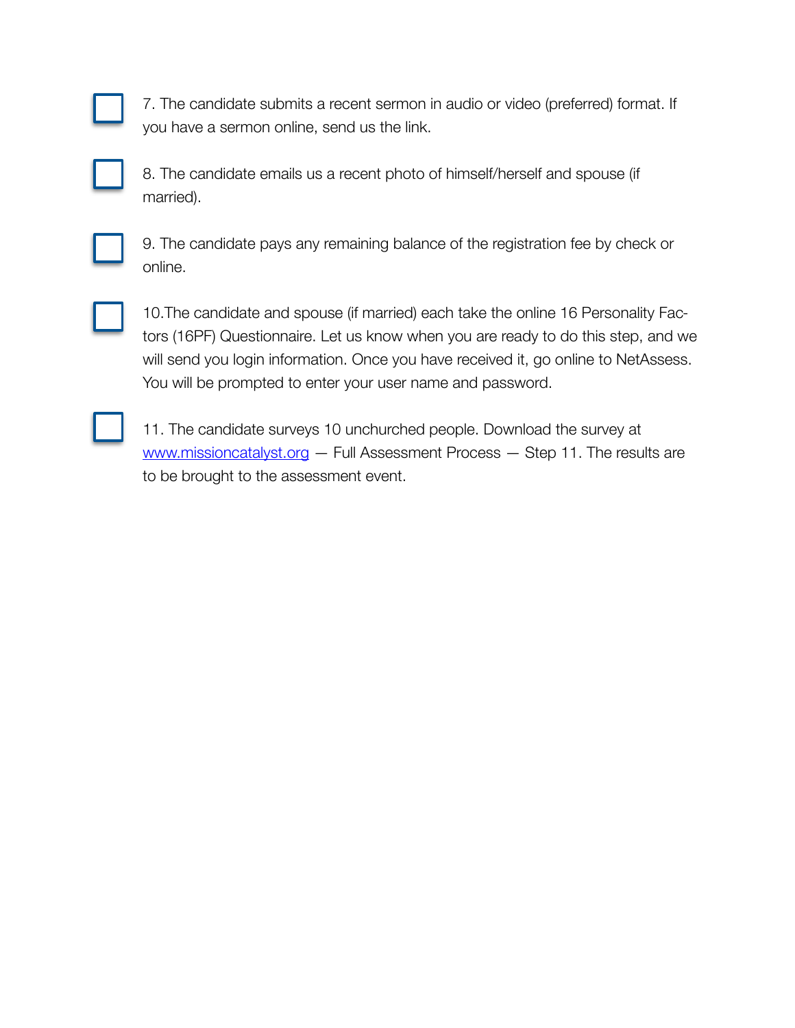- [ ] 7. The candidate submits a recent sermon in audio or video (preferred) format. If you have a sermon online, send us the link.

- [ ] 8. The candidate emails us a recent photo of himself/herself and spouse (if married).

- [ ] 9. The candidate pays any remaining balance of the registration fee by check or online.

- [ ] 10.The candidate and spouse (if married) each take the online 16 Personality Factors (16PF) Questionnaire. Let us know when you are ready to do this step, and we will send you login information. Once you have received it, go online to NetAssess. You will be prompted to enter your user name and password.

- [ ] 11. The candidate surveys 10 unchurched people. Download the survey at [www.missioncatalyst.org](http://www.missioncatalyst.org) — Full Assessment Process — Step 11. The results are to be brought to the assessment event.